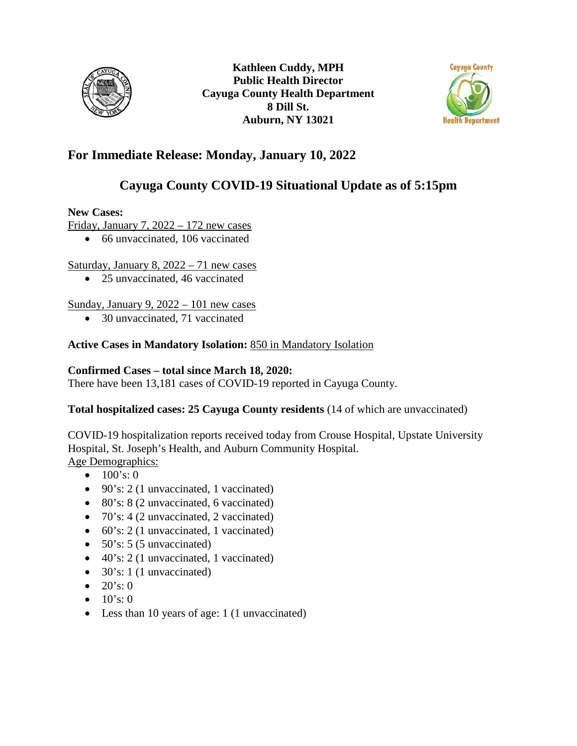**Kathleen Cuddy, MPH**
**Public Health Director**
**Cayuga County Health Department**
**8 Dill St.**
**Auburn, NY 13021**

## For Immediate Release: Monday, January 10, 2022

## Cayuga County COVID-19 Situational Update as of 5:15pm

**New Cases:**

Friday, January 7, 2022 – 172 new cases

- 66 unvaccinated, 106 vaccinated

Saturday, January 8, 2022 – 71 new cases

- 25 unvaccinated, 46 vaccinated

Sunday, January 9, 2022 – 101 new cases

- 30 unvaccinated, 71 vaccinated

**Active Cases in Mandatory Isolation:** 850 in Mandatory Isolation

**Confirmed Cases – total since March 18, 2020:**
There have been 13,181 cases of COVID-19 reported in Cayuga County.

**Total hospitalized cases: 25 Cayuga County residents** (14 of which are unvaccinated)

COVID-19 hospitalization reports received today from Crouse Hospital, Upstate University Hospital, St. Joseph's Health, and Auburn Community Hospital.

Age Demographics:

- 100's: 0
- 90's: 2 (1 unvaccinated, 1 vaccinated)
- 80's: 8 (2 unvaccinated, 6 vaccinated)
- 70's: 4 (2 unvaccinated, 2 vaccinated)
- 60's: 2 (1 unvaccinated, 1 vaccinated)
- 50's: 5 (5 unvaccinated)
- 40's: 2 (1 unvaccinated, 1 vaccinated)
- 30's: 1 (1 unvaccinated)
- 20's: 0
- 10's: 0
- Less than 10 years of age: 1 (1 unvaccinated)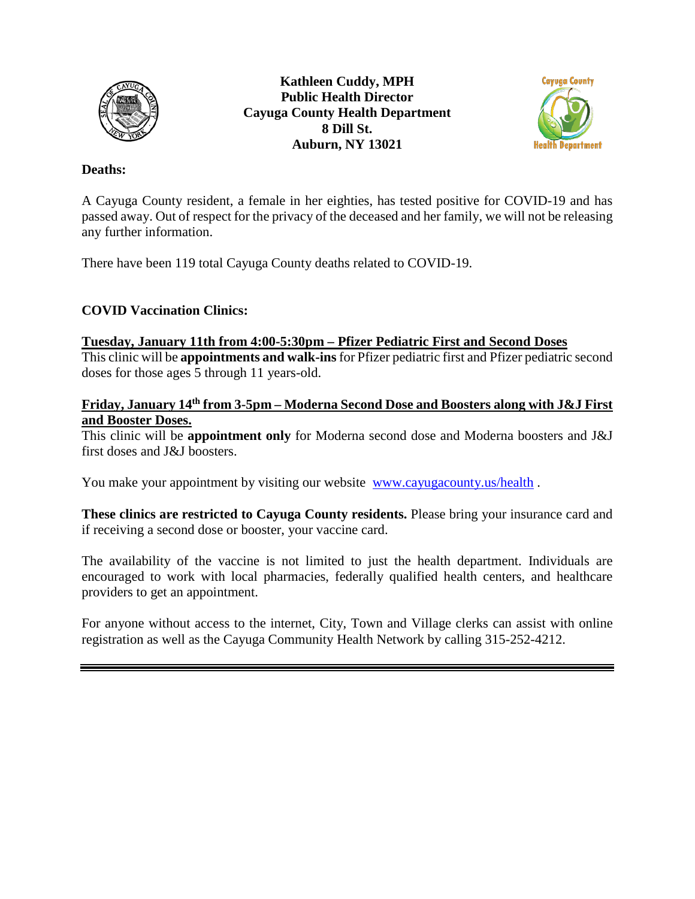**Kathleen Cuddy, MPH**
**Public Health Director**
**Cayuga County Health Department**
**8 Dill St.**
**Auburn, NY 13021**

**Deaths:**

A Cayuga County resident, a female in her eighties, has tested positive for COVID-19 and has passed away. Out of respect for the privacy of the deceased and her family, we will not be releasing any further information.

There have been 119 total Cayuga County deaths related to COVID-19.

**COVID Vaccination Clinics:**

**Tuesday, January 11th from 4:00-5:30pm – Pfizer Pediatric First and Second Doses**

This clinic will be **appointments and walk-ins** for Pfizer pediatric first and Pfizer pediatric second doses for those ages 5 through 11 years-old.

**Friday, January 14th from 3-5pm – Moderna Second Dose and Boosters along with J&J First and Booster Doses.**

This clinic will be **appointment only** for Moderna second dose and Moderna boosters and J&J first doses and J&J boosters.

You make your appointment by visiting our website [www.cayugacounty.us/health](http://www.cayugacounty.us/health) .

**These clinics are restricted to Cayuga County residents.** Please bring your insurance card and if receiving a second dose or booster, your vaccine card.

The availability of the vaccine is not limited to just the health department. Individuals are encouraged to work with local pharmacies, federally qualified health centers, and healthcare providers to get an appointment.

For anyone without access to the internet, City, Town and Village clerks can assist with online registration as well as the Cayuga Community Health Network by calling 315-252-4212.

---